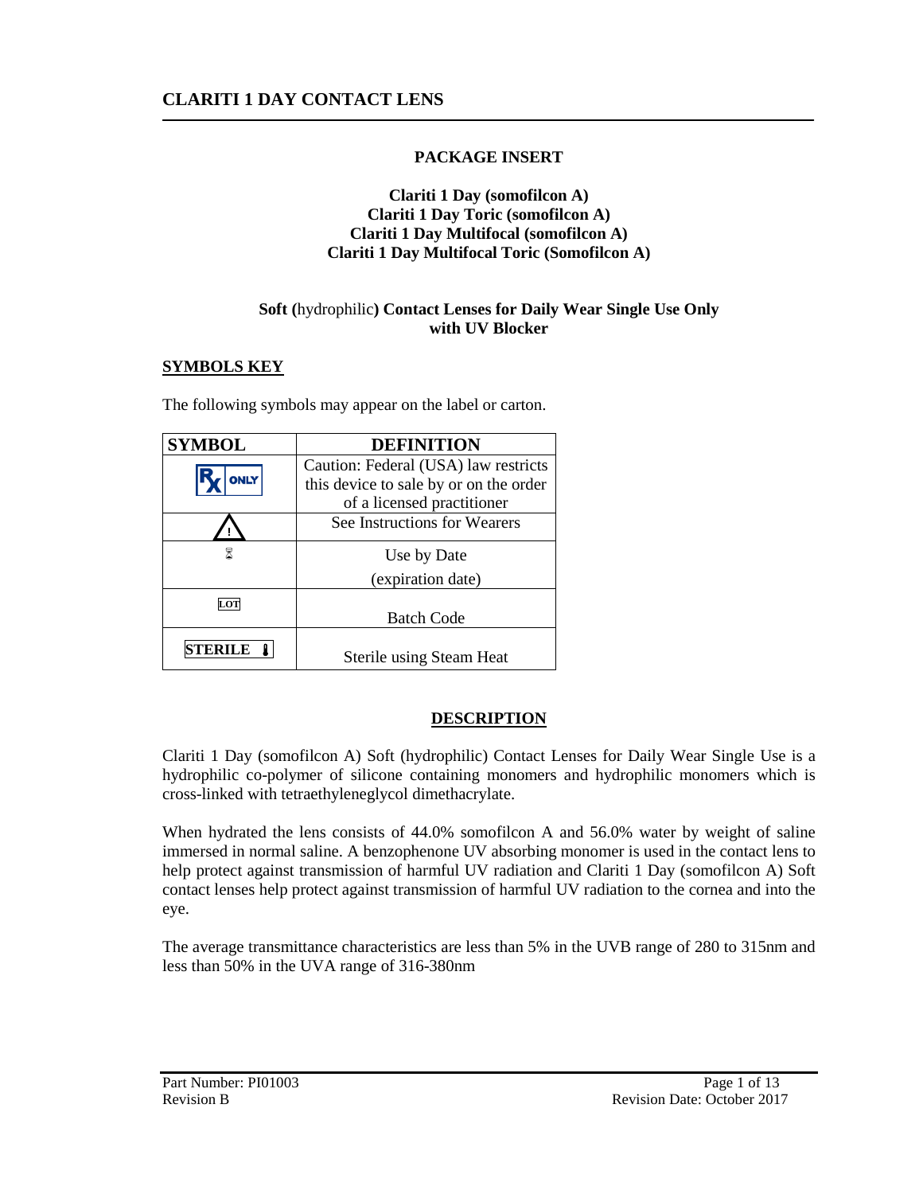# CLARITI 1 DAY CONTACT LENS

## PACKAGE INSERT

**Clariti 1 Day (somofilcon A)**
**Clariti 1 Day Toric (somofilcon A)**
**Clariti 1 Day Multifocal (somofilcon A)**
**Clariti 1 Day Multifocal Toric (Somofilcon A)**

**Soft (**hydrophilic**) Contact Lenses for Daily Wear Single Use Only with UV Blocker**

## SYMBOLS KEY

The following symbols may appear on the label or carton.

| SYMBOL | DEFINITION |
|---|---|
| Rx ONLY | Caution: Federal (USA) law restricts this device to sale by or on the order of a licensed practitioner |
| ⚠ | See Instructions for Wearers |
| ⌛ | Use by Date (expiration date) |
| LOT | Batch Code |
| STERILE 🌡 | Sterile using Steam Heat |

## DESCRIPTION

Clariti 1 Day (somofilcon A) Soft (hydrophilic) Contact Lenses for Daily Wear Single Use is a hydrophilic co-polymer of silicone containing monomers and hydrophilic monomers which is cross-linked with tetraethyleneglycol dimethacrylate.

When hydrated the lens consists of 44.0% somofilcon A and 56.0% water by weight of saline immersed in normal saline. A benzophenone UV absorbing monomer is used in the contact lens to help protect against transmission of harmful UV radiation and Clariti 1 Day (somofilcon A) Soft contact lenses help protect against transmission of harmful UV radiation to the cornea and into the eye.

The average transmittance characteristics are less than 5% in the UVB range of 280 to 315nm and less than 50% in the UVA range of 316-380nm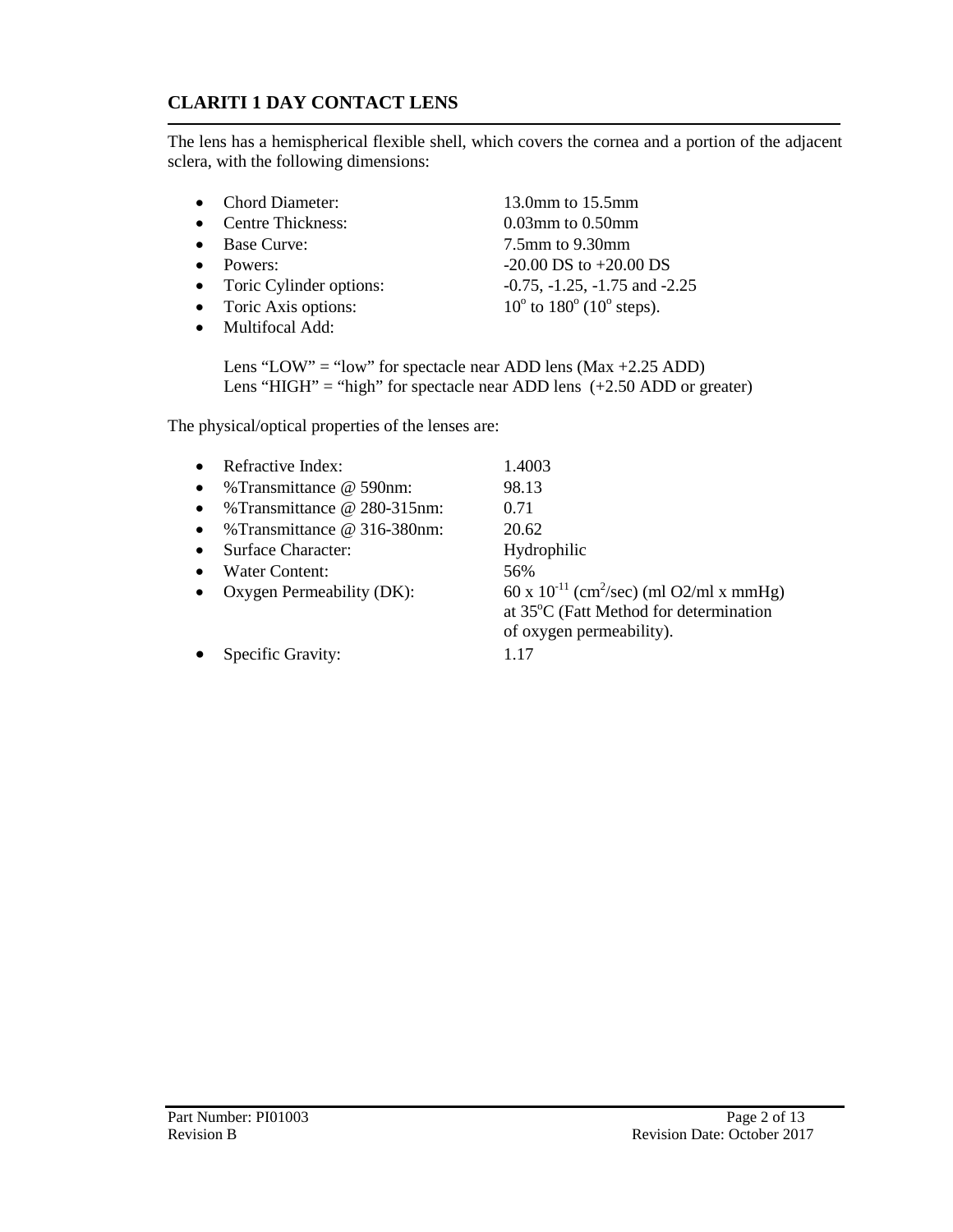## CLARITI 1 DAY CONTACT LENS

The lens has a hemispherical flexible shell, which covers the cornea and a portion of the adjacent sclera, with the following dimensions:

- Chord Diameter: 13.0mm to 15.5mm
- Centre Thickness: 0.03mm to 0.50mm
- Base Curve: 7.5mm to 9.30mm
- Powers: -20.00 DS to +20.00 DS
- Toric Cylinder options: -0.75, -1.25, -1.75 and -2.25
- Toric Axis options: $10^{o}$ to $180^{o}$ ($10^{o}$ steps).
- Multifocal Add:

  Lens "LOW" = "low" for spectacle near ADD lens (Max +2.25 ADD)
  Lens "HIGH" = "high" for spectacle near ADD lens (+2.50 ADD or greater)

The physical/optical properties of the lenses are:

- Refractive Index: 1.4003
- %Transmittance @ 590nm: 98.13
- %Transmittance @ 280-315nm: 0.71
- %Transmittance @ 316-380nm: 20.62
- Surface Character: Hydrophilic
- Water Content: 56%
- Oxygen Permeability (DK): $60 \times 10^{-11}$ ($cm^2$/sec) (ml O2/ml x mmHg) at $35^{o}$C (Fatt Method for determination of oxygen permeability).
- Specific Gravity: 1.17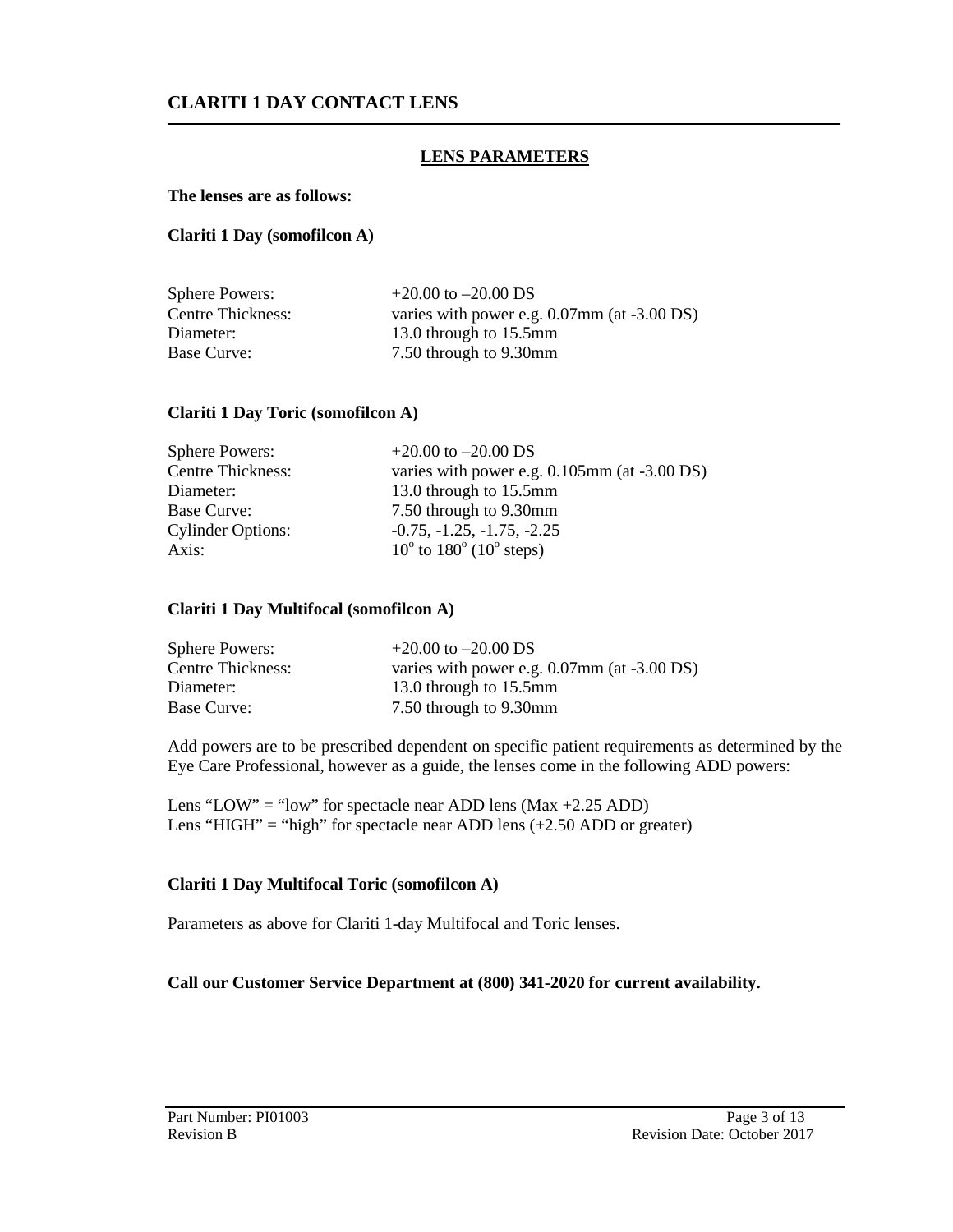# CLARITI 1 DAY CONTACT LENS

## LENS PARAMETERS

**The lenses are as follows:**

**Clariti 1 Day (somofilcon A)**

| | |
|---|---|
| Sphere Powers: | +20.00 to –20.00 DS |
| Centre Thickness: | varies with power e.g. 0.07mm (at -3.00 DS) |
| Diameter: | 13.0 through to 15.5mm |
| Base Curve: | 7.50 through to 9.30mm |

**Clariti 1 Day Toric (somofilcon A)**

| | |
|---|---|
| Sphere Powers: | +20.00 to –20.00 DS |
| Centre Thickness: | varies with power e.g. 0.105mm (at -3.00 DS) |
| Diameter: | 13.0 through to 15.5mm |
| Base Curve: | 7.50 through to 9.30mm |
| Cylinder Options: | -0.75, -1.25, -1.75, -2.25 |
| Axis: | $10^{o}$ to $180^{o}$ ($10^{o}$ steps) |

**Clariti 1 Day Multifocal (somofilcon A)**

| | |
|---|---|
| Sphere Powers: | +20.00 to –20.00 DS |
| Centre Thickness: | varies with power e.g. 0.07mm (at -3.00 DS) |
| Diameter: | 13.0 through to 15.5mm |
| Base Curve: | 7.50 through to 9.30mm |

Add powers are to be prescribed dependent on specific patient requirements as determined by the Eye Care Professional, however as a guide, the lenses come in the following ADD powers:

Lens "LOW" = "low" for spectacle near ADD lens (Max +2.25 ADD)
Lens "HIGH" = "high" for spectacle near ADD lens (+2.50 ADD or greater)

**Clariti 1 Day Multifocal Toric (somofilcon A)**

Parameters as above for Clariti 1-day Multifocal and Toric lenses.

**Call our Customer Service Department at (800) 341-2020 for current availability.**

Part Number: PI01003
Revision B
Revision Date: October 2017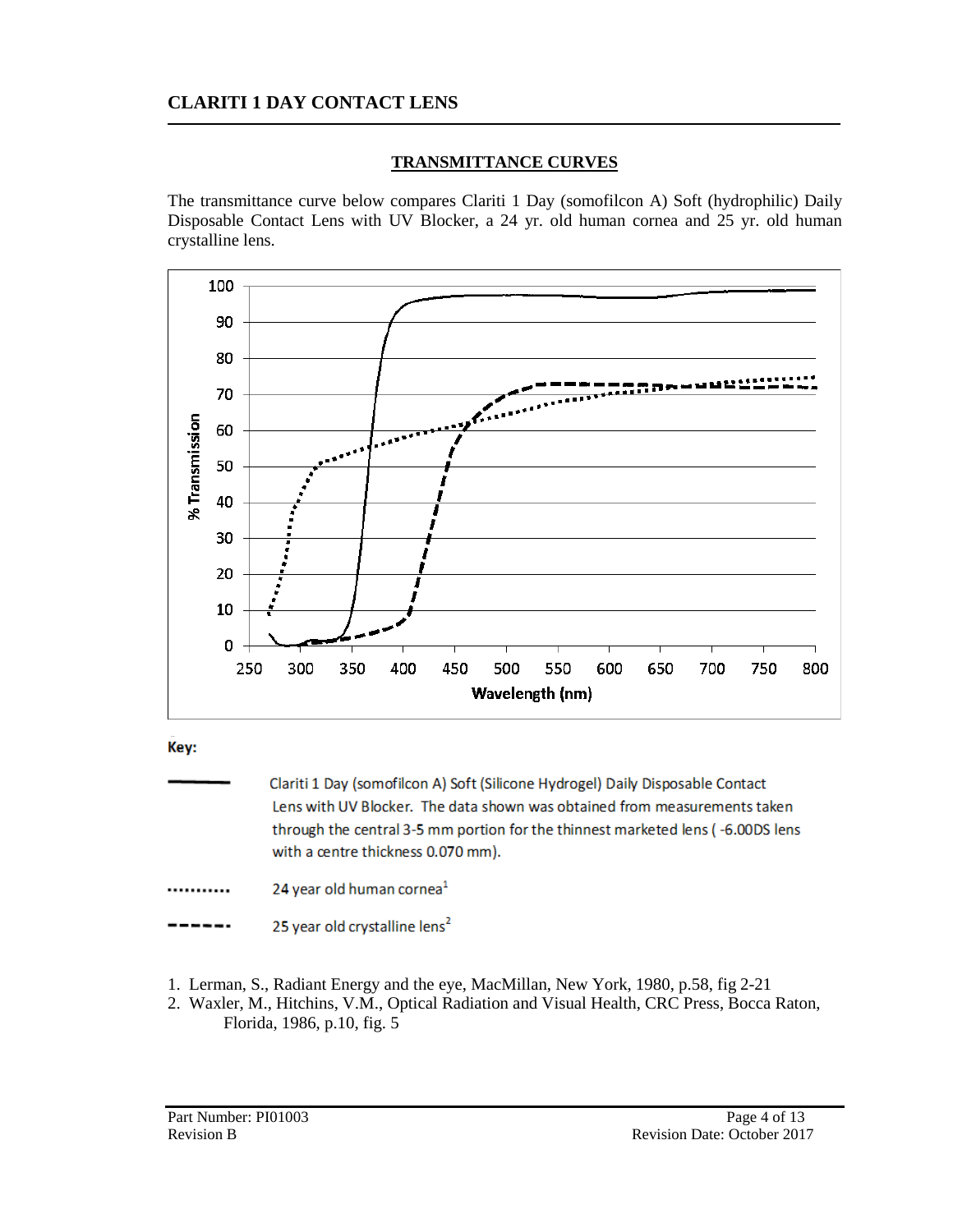## CLARITI 1 DAY CONTACT LENS

### TRANSMITTANCE CURVES

The transmittance curve below compares Clariti 1 Day (somofilcon A) Soft (hydrophilic) Daily Disposable Contact Lens with UV Blocker, a 24 yr. old human cornea and 25 yr. old human crystalline lens.

**Key:**

- ———— Clariti 1 Day (somofilcon A) Soft (Silicone Hydrogel) Daily Disposable Contact Lens with UV Blocker. The data shown was obtained from measurements taken through the central 3-5 mm portion for the thinnest marketed lens ( -6.00DS lens with a centre thickness 0.070 mm).
- ........... 24 year old human cornea[1]
- - - - - - 25 year old crystalline lens[2]

1. Lerman, S., Radiant Energy and the eye, MacMillan, New York, 1980, p.58, fig 2-21
2. Waxler, M., Hitchins, V.M., Optical Radiation and Visual Health, CRC Press, Bocca Raton, Florida, 1986, p.10, fig. 5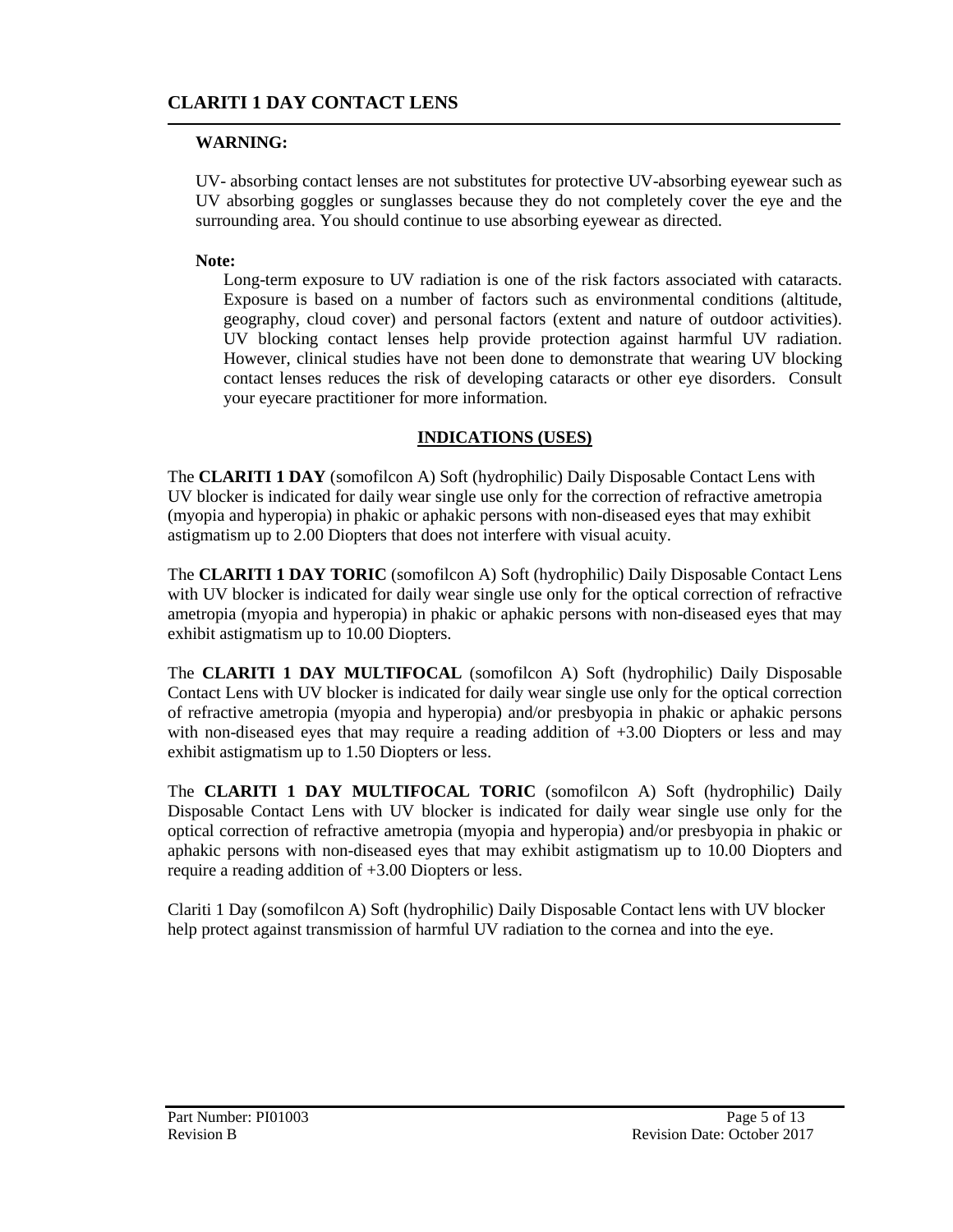## CLARITI 1 DAY CONTACT LENS

**WARNING:**

UV- absorbing contact lenses are not substitutes for protective UV-absorbing eyewear such as UV absorbing goggles or sunglasses because they do not completely cover the eye and the surrounding area. You should continue to use absorbing eyewear as directed.

**Note:**

Long-term exposure to UV radiation is one of the risk factors associated with cataracts. Exposure is based on a number of factors such as environmental conditions (altitude, geography, cloud cover) and personal factors (extent and nature of outdoor activities). UV blocking contact lenses help provide protection against harmful UV radiation. However, clinical studies have not been done to demonstrate that wearing UV blocking contact lenses reduces the risk of developing cataracts or other eye disorders. Consult your eyecare practitioner for more information.

### INDICATIONS (USES)

The **CLARITI 1 DAY** (somofilcon A) Soft (hydrophilic) Daily Disposable Contact Lens with UV blocker is indicated for daily wear single use only for the correction of refractive ametropia (myopia and hyperopia) in phakic or aphakic persons with non-diseased eyes that may exhibit astigmatism up to 2.00 Diopters that does not interfere with visual acuity.

The **CLARITI 1 DAY TORIC** (somofilcon A) Soft (hydrophilic) Daily Disposable Contact Lens with UV blocker is indicated for daily wear single use only for the optical correction of refractive ametropia (myopia and hyperopia) in phakic or aphakic persons with non-diseased eyes that may exhibit astigmatism up to 10.00 Diopters.

The **CLARITI 1 DAY MULTIFOCAL** (somofilcon A) Soft (hydrophilic) Daily Disposable Contact Lens with UV blocker is indicated for daily wear single use only for the optical correction of refractive ametropia (myopia and hyperopia) and/or presbyopia in phakic or aphakic persons with non-diseased eyes that may require a reading addition of +3.00 Diopters or less and may exhibit astigmatism up to 1.50 Diopters or less.

The **CLARITI 1 DAY MULTIFOCAL TORIC** (somofilcon A) Soft (hydrophilic) Daily Disposable Contact Lens with UV blocker is indicated for daily wear single use only for the optical correction of refractive ametropia (myopia and hyperopia) and/or presbyopia in phakic or aphakic persons with non-diseased eyes that may exhibit astigmatism up to 10.00 Diopters and require a reading addition of +3.00 Diopters or less.

Clariti 1 Day (somofilcon A) Soft (hydrophilic) Daily Disposable Contact lens with UV blocker help protect against transmission of harmful UV radiation to the cornea and into the eye.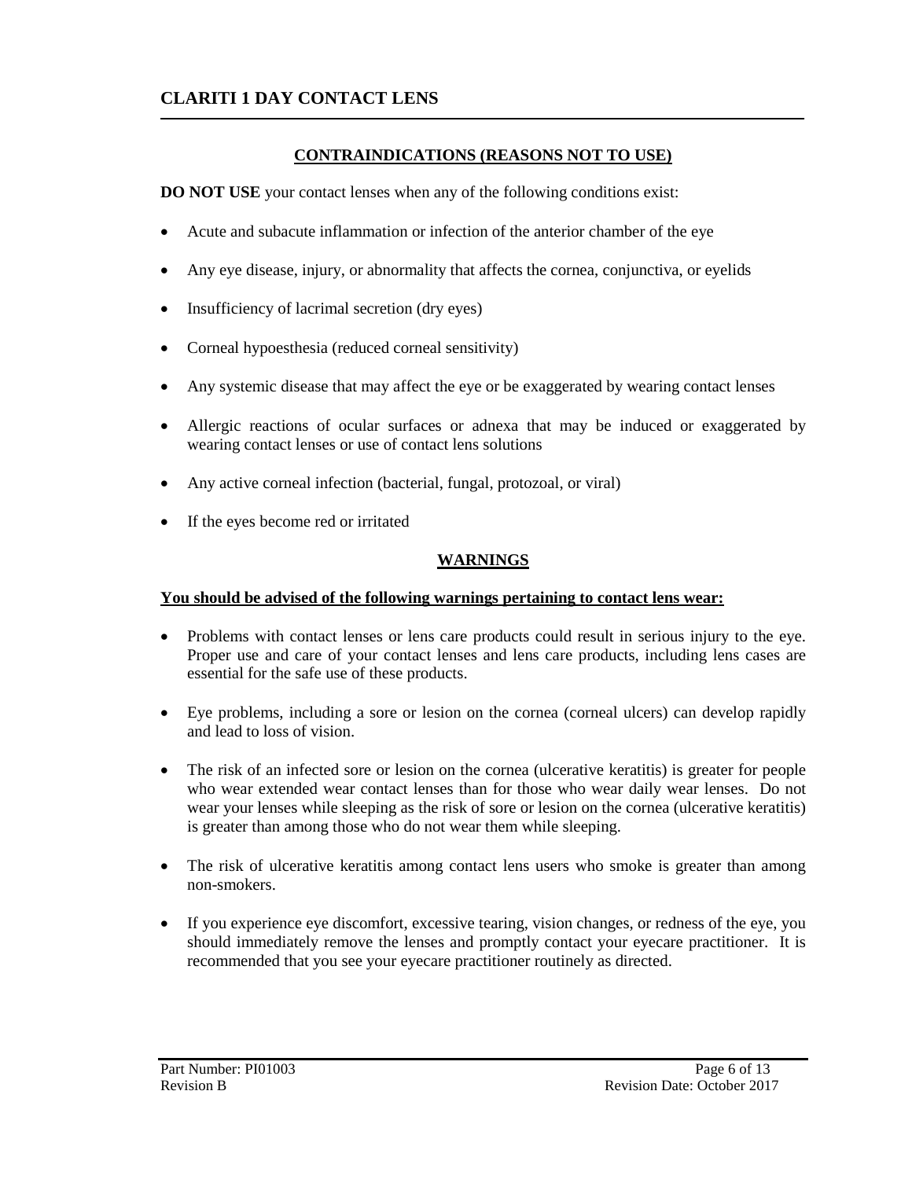# CLARITI 1 DAY CONTACT LENS

## CONTRAINDICATIONS (REASONS NOT TO USE)

**DO NOT USE** your contact lenses when any of the following conditions exist:

- Acute and subacute inflammation or infection of the anterior chamber of the eye
- Any eye disease, injury, or abnormality that affects the cornea, conjunctiva, or eyelids
- Insufficiency of lacrimal secretion (dry eyes)
- Corneal hypoesthesia (reduced corneal sensitivity)
- Any systemic disease that may affect the eye or be exaggerated by wearing contact lenses
- Allergic reactions of ocular surfaces or adnexa that may be induced or exaggerated by wearing contact lenses or use of contact lens solutions
- Any active corneal infection (bacterial, fungal, protozoal, or viral)
- If the eyes become red or irritated

## WARNINGS

**You should be advised of the following warnings pertaining to contact lens wear:**

- Problems with contact lenses or lens care products could result in serious injury to the eye. Proper use and care of your contact lenses and lens care products, including lens cases are essential for the safe use of these products.
- Eye problems, including a sore or lesion on the cornea (corneal ulcers) can develop rapidly and lead to loss of vision.
- The risk of an infected sore or lesion on the cornea (ulcerative keratitis) is greater for people who wear extended wear contact lenses than for those who wear daily wear lenses. Do not wear your lenses while sleeping as the risk of sore or lesion on the cornea (ulcerative keratitis) is greater than among those who do not wear them while sleeping.
- The risk of ulcerative keratitis among contact lens users who smoke is greater than among non-smokers.
- If you experience eye discomfort, excessive tearing, vision changes, or redness of the eye, you should immediately remove the lenses and promptly contact your eyecare practitioner. It is recommended that you see your eyecare practitioner routinely as directed.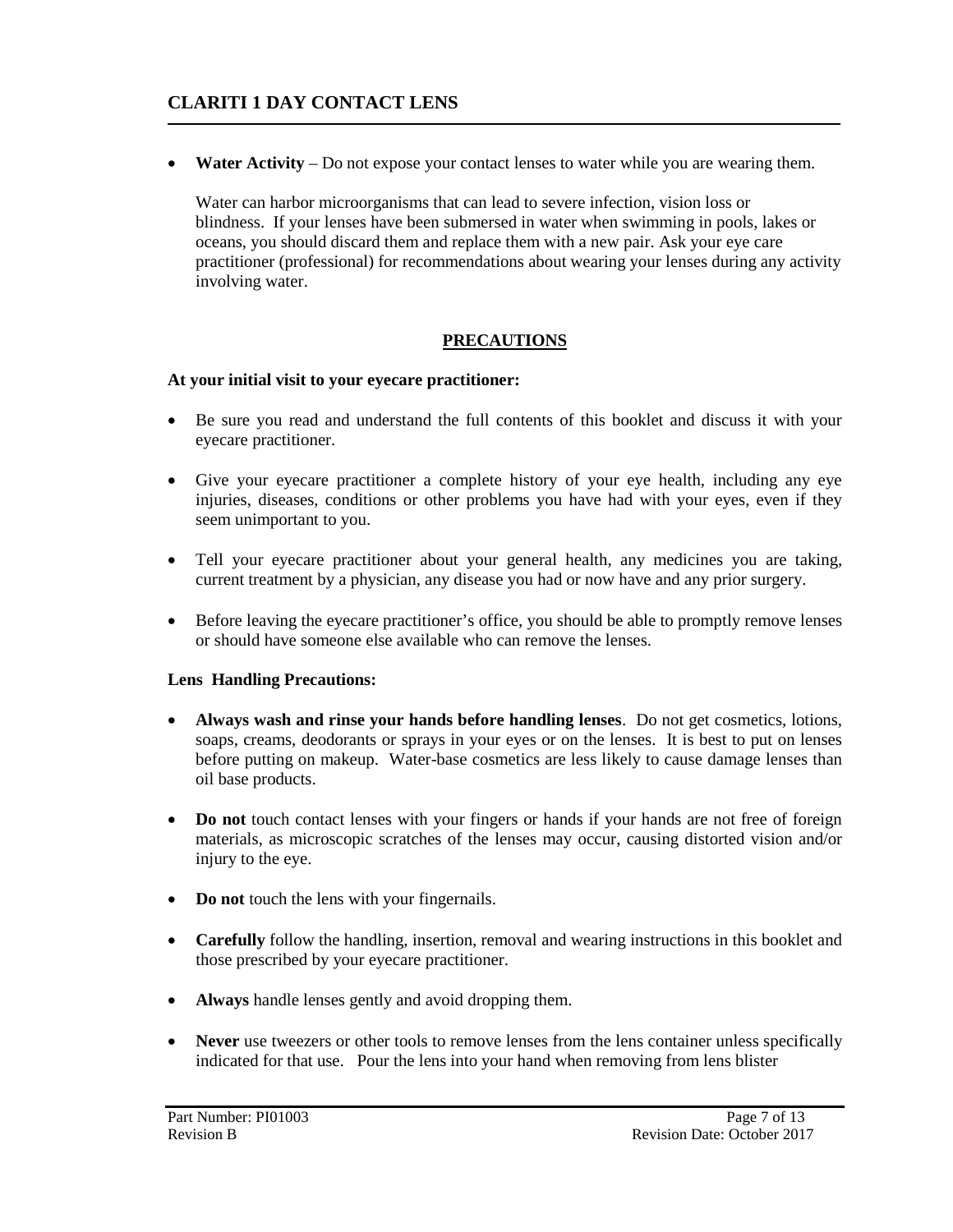- **Water Activity** – Do not expose your contact lenses to water while you are wearing them.

  Water can harbor microorganisms that can lead to severe infection, vision loss or blindness. If your lenses have been submersed in water when swimming in pools, lakes or oceans, you should discard them and replace them with a new pair. Ask your eye care practitioner (professional) for recommendations about wearing your lenses during any activity involving water.

## PRECAUTIONS

**At your initial visit to your eyecare practitioner:**

- Be sure you read and understand the full contents of this booklet and discuss it with your eyecare practitioner.
- Give your eyecare practitioner a complete history of your eye health, including any eye injuries, diseases, conditions or other problems you have had with your eyes, even if they seem unimportant to you.
- Tell your eyecare practitioner about your general health, any medicines you are taking, current treatment by a physician, any disease you had or now have and any prior surgery.
- Before leaving the eyecare practitioner's office, you should be able to promptly remove lenses or should have someone else available who can remove the lenses.

**Lens Handling Precautions:**

- **Always wash and rinse your hands before handling lenses**. Do not get cosmetics, lotions, soaps, creams, deodorants or sprays in your eyes or on the lenses. It is best to put on lenses before putting on makeup. Water-base cosmetics are less likely to cause damage lenses than oil base products.
- **Do not** touch contact lenses with your fingers or hands if your hands are not free of foreign materials, as microscopic scratches of the lenses may occur, causing distorted vision and/or injury to the eye.
- **Do not** touch the lens with your fingernails.
- **Carefully** follow the handling, insertion, removal and wearing instructions in this booklet and those prescribed by your eyecare practitioner.
- **Always** handle lenses gently and avoid dropping them.
- **Never** use tweezers or other tools to remove lenses from the lens container unless specifically indicated for that use. Pour the lens into your hand when removing from lens blister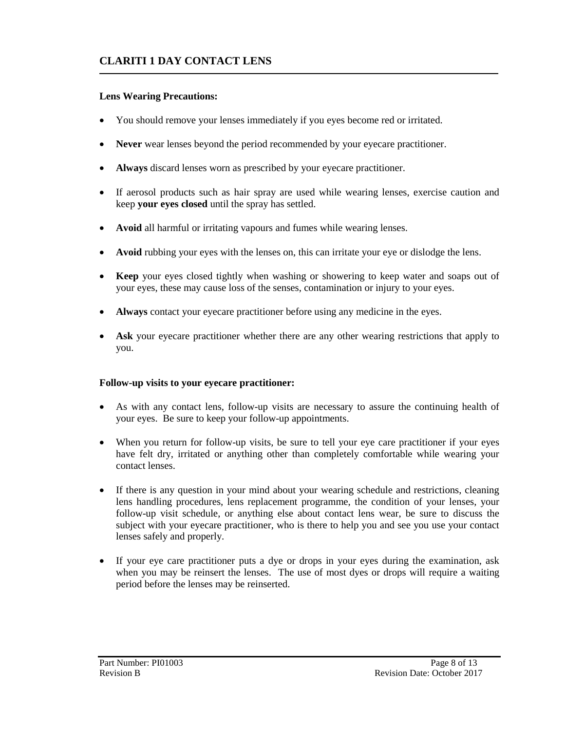**Lens Wearing Precautions:**

- You should remove your lenses immediately if you eyes become red or irritated.
- **Never** wear lenses beyond the period recommended by your eyecare practitioner.
- **Always** discard lenses worn as prescribed by your eyecare practitioner.
- If aerosol products such as hair spray are used while wearing lenses, exercise caution and keep **your eyes closed** until the spray has settled.
- **Avoid** all harmful or irritating vapours and fumes while wearing lenses.
- **Avoid** rubbing your eyes with the lenses on, this can irritate your eye or dislodge the lens.
- **Keep** your eyes closed tightly when washing or showering to keep water and soaps out of your eyes, these may cause loss of the senses, contamination or injury to your eyes.
- **Always** contact your eyecare practitioner before using any medicine in the eyes.
- **Ask** your eyecare practitioner whether there are any other wearing restrictions that apply to you.

**Follow-up visits to your eyecare practitioner:**

- As with any contact lens, follow-up visits are necessary to assure the continuing health of your eyes. Be sure to keep your follow-up appointments.
- When you return for follow-up visits, be sure to tell your eye care practitioner if your eyes have felt dry, irritated or anything other than completely comfortable while wearing your contact lenses.
- If there is any question in your mind about your wearing schedule and restrictions, cleaning lens handling procedures, lens replacement programme, the condition of your lenses, your follow-up visit schedule, or anything else about contact lens wear, be sure to discuss the subject with your eyecare practitioner, who is there to help you and see you use your contact lenses safely and properly.
- If your eye care practitioner puts a dye or drops in your eyes during the examination, ask when you may be reinsert the lenses. The use of most dyes or drops will require a waiting period before the lenses may be reinserted.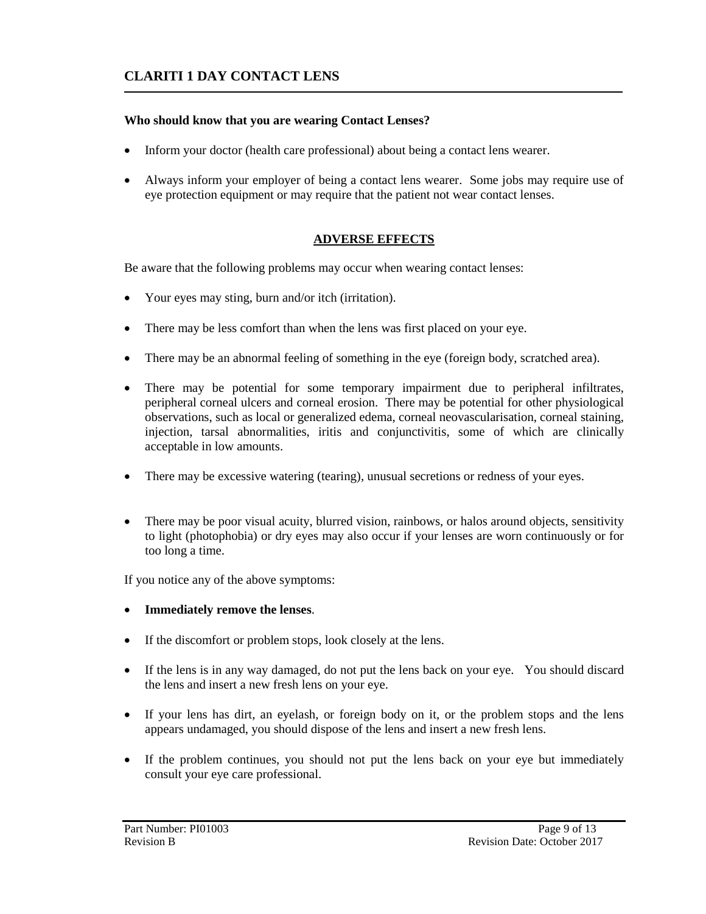**Who should know that you are wearing Contact Lenses?**

- Inform your doctor (health care professional) about being a contact lens wearer.
- Always inform your employer of being a contact lens wearer. Some jobs may require use of eye protection equipment or may require that the patient not wear contact lenses.

## ADVERSE EFFECTS

Be aware that the following problems may occur when wearing contact lenses:

- Your eyes may sting, burn and/or itch (irritation).
- There may be less comfort than when the lens was first placed on your eye.
- There may be an abnormal feeling of something in the eye (foreign body, scratched area).
- There may be potential for some temporary impairment due to peripheral infiltrates, peripheral corneal ulcers and corneal erosion. There may be potential for other physiological observations, such as local or generalized edema, corneal neovascularisation, corneal staining, injection, tarsal abnormalities, iritis and conjunctivitis, some of which are clinically acceptable in low amounts.
- There may be excessive watering (tearing), unusual secretions or redness of your eyes.
- There may be poor visual acuity, blurred vision, rainbows, or halos around objects, sensitivity to light (photophobia) or dry eyes may also occur if your lenses are worn continuously or for too long a time.

If you notice any of the above symptoms:

- **Immediately remove the lenses**.
- If the discomfort or problem stops, look closely at the lens.
- If the lens is in any way damaged, do not put the lens back on your eye. You should discard the lens and insert a new fresh lens on your eye.
- If your lens has dirt, an eyelash, or foreign body on it, or the problem stops and the lens appears undamaged, you should dispose of the lens and insert a new fresh lens.
- If the problem continues, you should not put the lens back on your eye but immediately consult your eye care professional.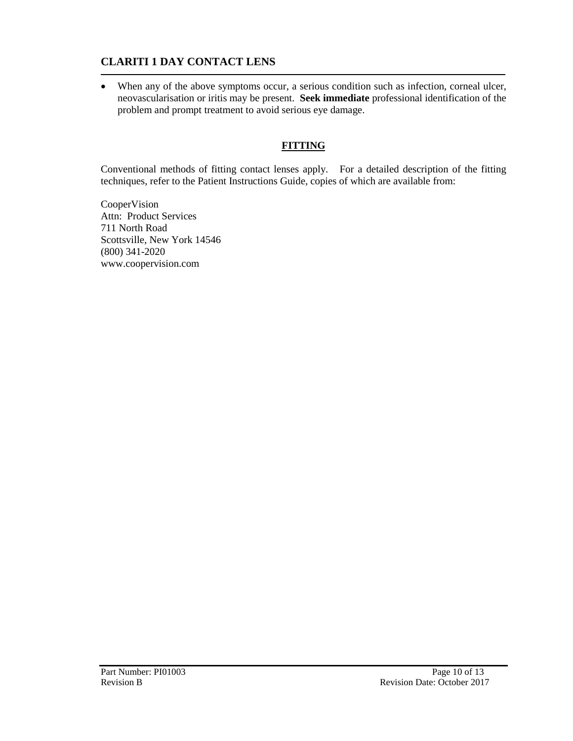- When any of the above symptoms occur, a serious condition such as infection, corneal ulcer, neovascularisation or iritis may be present. **Seek immediate** professional identification of the problem and prompt treatment to avoid serious eye damage.

## FITTING

Conventional methods of fitting contact lenses apply. For a detailed description of the fitting techniques, refer to the Patient Instructions Guide, copies of which are available from:

CooperVision  
Attn: Product Services  
711 North Road  
Scottsville, New York 14546  
(800) 341-2020  
www.coopervision.com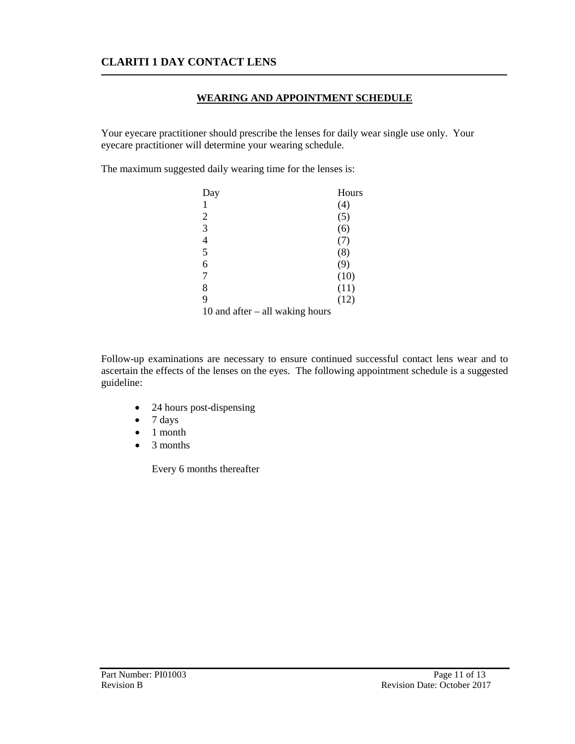## WEARING AND APPOINTMENT SCHEDULE

Your eyecare practitioner should prescribe the lenses for daily wear single use only. Your eyecare practitioner will determine your wearing schedule.

The maximum suggested daily wearing time for the lenses is:

| Day | Hours |
|---|---|
| 1 | (4) |
| 2 | (5) |
| 3 | (6) |
| 4 | (7) |
| 5 | (8) |
| 6 | (9) |
| 7 | (10) |
| 8 | (11) |
| 9 | (12) |
| 10 and after – all waking hours | |

Follow-up examinations are necessary to ensure continued successful contact lens wear and to ascertain the effects of the lenses on the eyes. The following appointment schedule is a suggested guideline:

- 24 hours post-dispensing
- 7 days
- 1 month
- 3 months

Every 6 months thereafter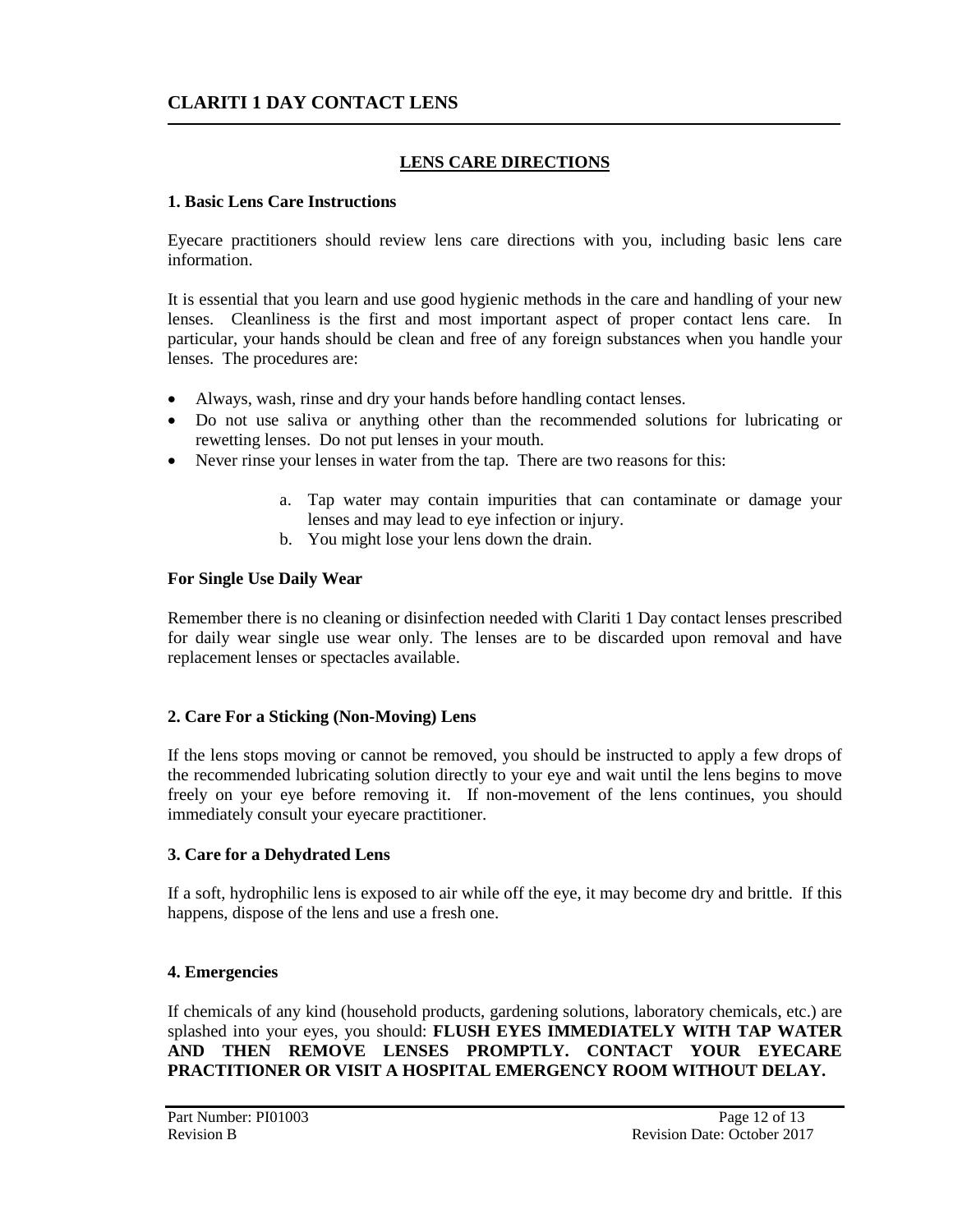## CLARITI 1 DAY CONTACT LENS

### LENS CARE DIRECTIONS

**1. Basic Lens Care Instructions**

Eyecare practitioners should review lens care directions with you, including basic lens care information.

It is essential that you learn and use good hygienic methods in the care and handling of your new lenses. Cleanliness is the first and most important aspect of proper contact lens care. In particular, your hands should be clean and free of any foreign substances when you handle your lenses. The procedures are:

- Always, wash, rinse and dry your hands before handling contact lenses.
- Do not use saliva or anything other than the recommended solutions for lubricating or rewetting lenses. Do not put lenses in your mouth.
- Never rinse your lenses in water from the tap. There are two reasons for this:

    a. Tap water may contain impurities that can contaminate or damage your lenses and may lead to eye infection or injury.
    b. You might lose your lens down the drain.

**For Single Use Daily Wear**

Remember there is no cleaning or disinfection needed with Clariti 1 Day contact lenses prescribed for daily wear single use wear only. The lenses are to be discarded upon removal and have replacement lenses or spectacles available.

**2. Care For a Sticking (Non-Moving) Lens**

If the lens stops moving or cannot be removed, you should be instructed to apply a few drops of the recommended lubricating solution directly to your eye and wait until the lens begins to move freely on your eye before removing it. If non-movement of the lens continues, you should immediately consult your eyecare practitioner.

**3. Care for a Dehydrated Lens**

If a soft, hydrophilic lens is exposed to air while off the eye, it may become dry and brittle. If this happens, dispose of the lens and use a fresh one.

**4. Emergencies**

If chemicals of any kind (household products, gardening solutions, laboratory chemicals, etc.) are splashed into your eyes, you should: **FLUSH EYES IMMEDIATELY WITH TAP WATER AND THEN REMOVE LENSES PROMPTLY. CONTACT YOUR EYECARE PRACTITIONER OR VISIT A HOSPITAL EMERGENCY ROOM WITHOUT DELAY.**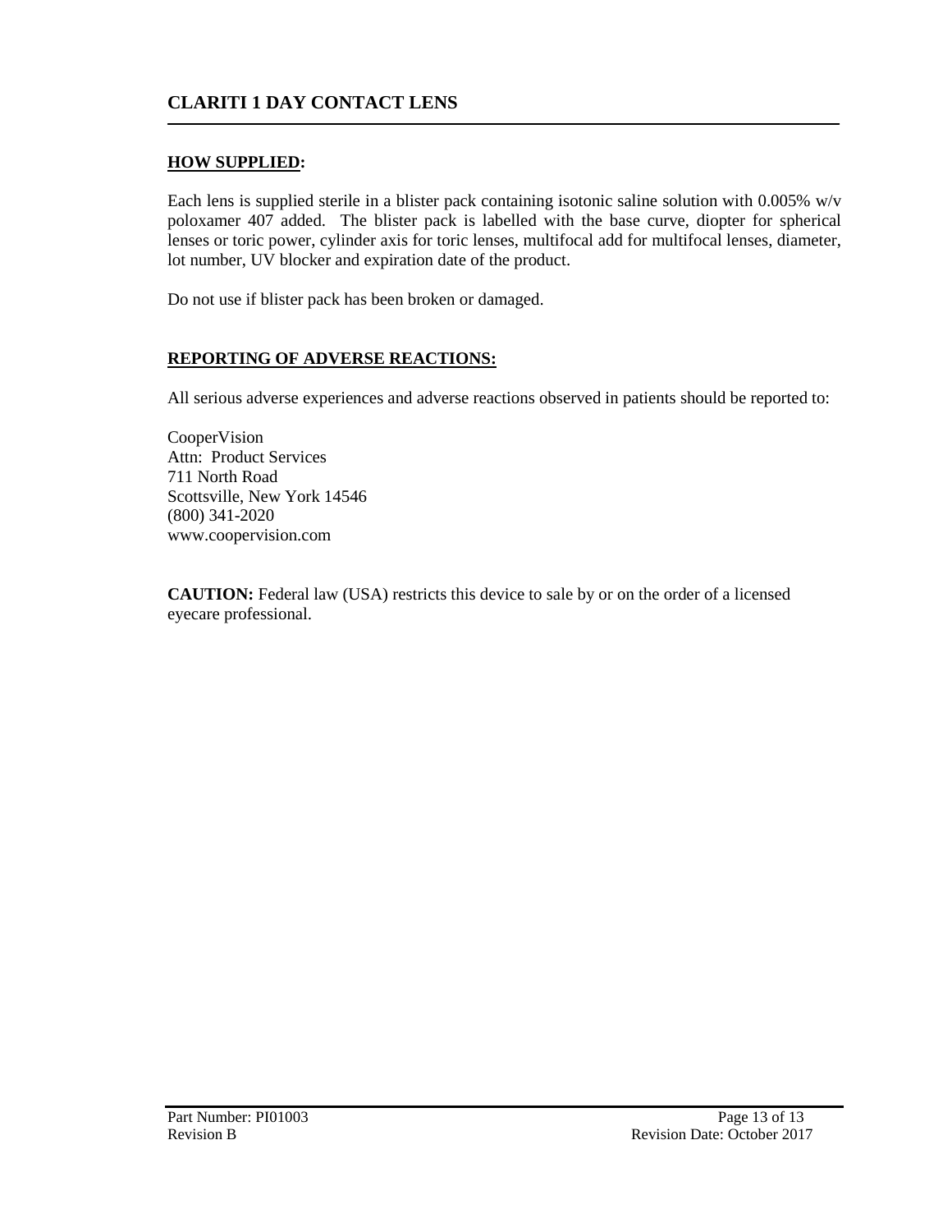## HOW SUPPLIED:

Each lens is supplied sterile in a blister pack containing isotonic saline solution with 0.005% w/v poloxamer 407 added. The blister pack is labelled with the base curve, diopter for spherical lenses or toric power, cylinder axis for toric lenses, multifocal add for multifocal lenses, diameter, lot number, UV blocker and expiration date of the product.

Do not use if blister pack has been broken or damaged.

## REPORTING OF ADVERSE REACTIONS:

All serious adverse experiences and adverse reactions observed in patients should be reported to:

CooperVision
Attn: Product Services
711 North Road
Scottsville, New York 14546
(800) 341-2020
www.coopervision.com

**CAUTION:** Federal law (USA) restricts this device to sale by or on the order of a licensed eyecare professional.